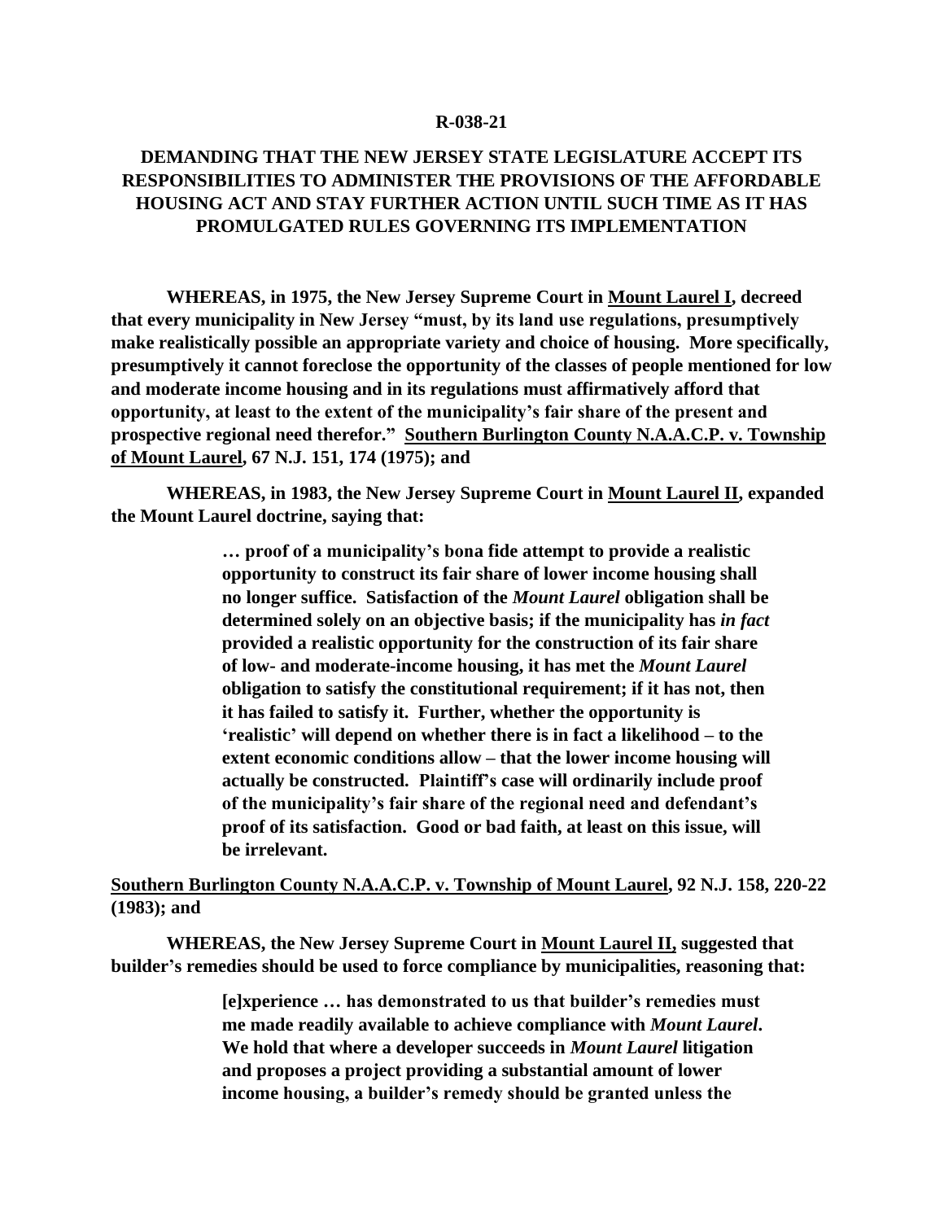**R-038-21**

**DEMANDING THAT THE NEW JERSEY STATE LEGISLATURE ACCEPT ITS RESPONSIBILITIES TO ADMINISTER THE PROVISIONS OF THE AFFORDABLE HOUSING ACT AND STAY FURTHER ACTION UNTIL SUCH TIME AS IT HAS PROMULGATED RULES GOVERNING ITS IMPLEMENTATION**

**WHEREAS, in 1975, the New Jersey Supreme Court in <u>Mount Laurel I</u>, decreed that every municipality in New Jersey "must, by its land use regulations, presumptively make realistically possible an appropriate variety and choice of housing. More specifically, presumptively it cannot foreclose the opportunity of the classes of people mentioned for low and moderate income housing and in its regulations must affirmatively afford that opportunity, at least to the extent of the municipality's fair share of the present and prospective regional need therefor." <u>Southern Burlington County N.A.A.C.P. v. Township of Mount Laurel</u>, 67 N.J. 151, 174 (1975); and**

**WHEREAS, in 1983, the New Jersey Supreme Court in <u>Mount Laurel II</u>, expanded the Mount Laurel doctrine, saying that:**

> **… proof of a municipality's bona fide attempt to provide a realistic opportunity to construct its fair share of lower income housing shall no longer suffice. Satisfaction of the *Mount Laurel* obligation shall be determined solely on an objective basis; if the municipality has *in fact* provided a realistic opportunity for the construction of its fair share of low- and moderate-income housing, it has met the *Mount Laurel* obligation to satisfy the constitutional requirement; if it has not, then it has failed to satisfy it. Further, whether the opportunity is 'realistic' will depend on whether there is in fact a likelihood – to the extent economic conditions allow – that the lower income housing will actually be constructed. Plaintiff's case will ordinarily include proof of the municipality's fair share of the regional need and defendant's proof of its satisfaction. Good or bad faith, at least on this issue, will be irrelevant.**

**<u>Southern Burlington County N.A.A.C.P. v. Township of Mount Laurel</u>, 92 N.J. 158, 220-22 (1983); and**

**WHEREAS, the New Jersey Supreme Court in <u>Mount Laurel II</u>, suggested that builder's remedies should be used to force compliance by municipalities, reasoning that:**

> **[e]xperience … has demonstrated to us that builder's remedies must me made readily available to achieve compliance with *Mount Laurel*. We hold that where a developer succeeds in *Mount Laurel* litigation and proposes a project providing a substantial amount of lower income housing, a builder's remedy should be granted unless the**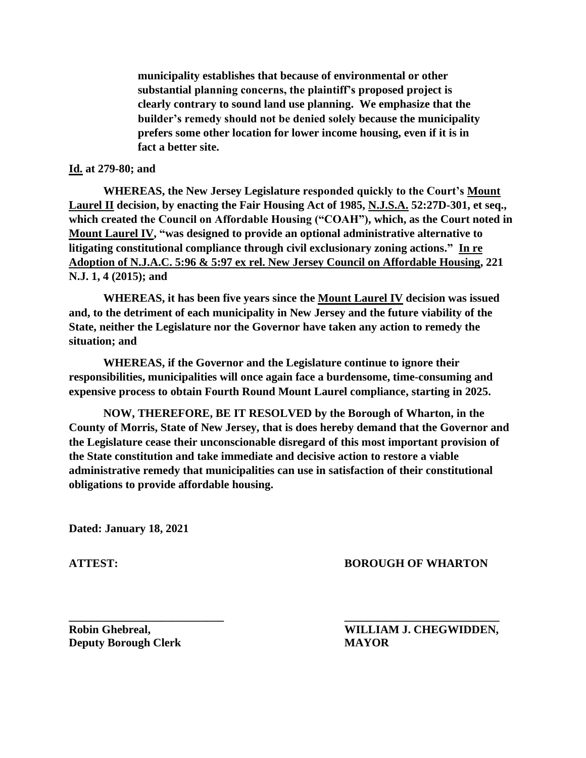> **municipality establishes that because of environmental or other substantial planning concerns, the plaintiff's proposed project is clearly contrary to sound land use planning. We emphasize that the builder's remedy should not be denied solely because the municipality prefers some other location for lower income housing, even if it is in fact a better site.**

**Id. at 279-80; and**

**WHEREAS, the New Jersey Legislature responded quickly to the Court's Mount Laurel II decision, by enacting the Fair Housing Act of 1985, N.J.S.A. 52:27D-301, et seq., which created the Council on Affordable Housing ("COAH"), which, as the Court noted in Mount Laurel IV, "was designed to provide an optional administrative alternative to litigating constitutional compliance through civil exclusionary zoning actions." In re Adoption of N.J.A.C. 5:96 & 5:97 ex rel. New Jersey Council on Affordable Housing, 221 N.J. 1, 4 (2015); and**

**WHEREAS, it has been five years since the Mount Laurel IV decision was issued and, to the detriment of each municipality in New Jersey and the future viability of the State, neither the Legislature nor the Governor have taken any action to remedy the situation; and**

**WHEREAS, if the Governor and the Legislature continue to ignore their responsibilities, municipalities will once again face a burdensome, time-consuming and expensive process to obtain Fourth Round Mount Laurel compliance, starting in 2025.**

**NOW, THEREFORE, BE IT RESOLVED by the Borough of Wharton, in the County of Morris, State of New Jersey, that is does hereby demand that the Governor and the Legislature cease their unconscionable disregard of this most important provision of the State constitution and take immediate and decisive action to restore a viable administrative remedy that municipalities can use in satisfaction of their constitutional obligations to provide affordable housing.**

**Dated: January 18, 2021**

**ATTEST:** **BOROUGH OF WHARTON**

\_\_\_\_\_\_\_\_\_\_\_\_\_\_\_\_\_\_\_\_\_\_\_\_\_\_\_\_
**Robin Ghebreal,**
**Deputy Borough Clerk**

\_\_\_\_\_\_\_\_\_\_\_\_\_\_\_\_\_\_\_\_\_\_\_\_\_\_\_\_
**WILLIAM J. CHEGWIDDEN,**
**MAYOR**